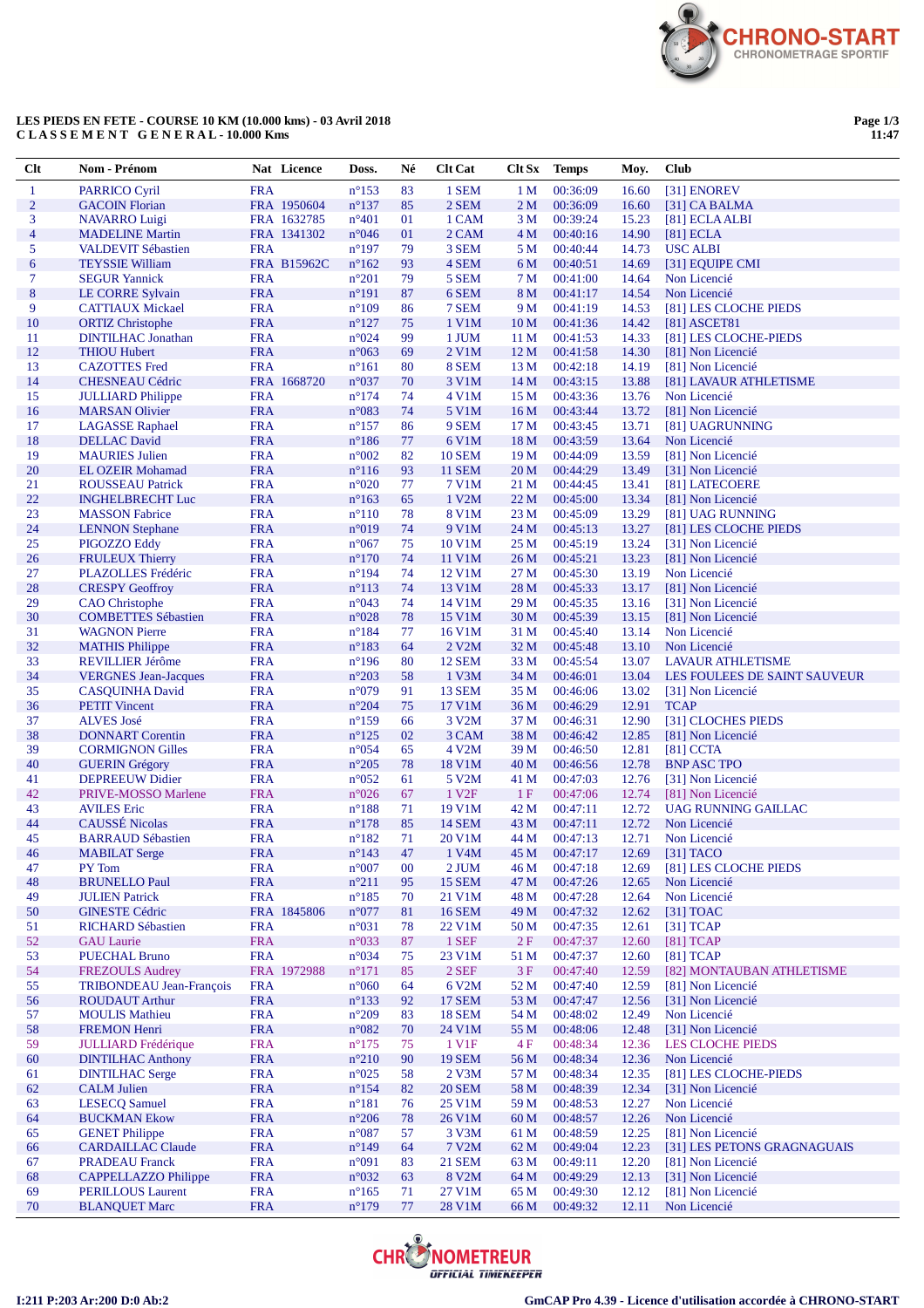**LES PIEDS EN FETE - COURSE 10 KM (10.000 kms) - 03 Avril 2018**
**CLASSEMENT GENERAL - 10.000 Kms**

| Clt | Nom - Prénom | Nat | Licence | Doss. | Né | Clt Cat | Clt Sx | Temps | Moy. | Club |
|---|---|---|---|---|---|---|---|---|---|---|
| 1 | PARRICO Cyril | FRA | | n°153 | 83 | 1 SEM | 1 M | 00:36:09 | 16.60 | [31] ENOREV |
| 2 | GACOIN Florian | FRA | 1950604 | n°137 | 85 | 2 SEM | 2 M | 00:36:09 | 16.60 | [31] CA BALMA |
| 3 | NAVARRO Luigi | FRA | 1632785 | n°401 | 01 | 1 CAM | 3 M | 00:39:24 | 15.23 | [81] ECLA ALBI |
| 4 | MADELINE Martin | FRA | 1341302 | n°046 | 01 | 2 CAM | 4 M | 00:40:16 | 14.90 | [81] ECLA |
| 5 | VALDEVIT Sébastien | FRA | | n°197 | 79 | 3 SEM | 5 M | 00:40:44 | 14.73 | USC ALBI |
| 6 | TEYSSIE William | FRA | B15962C | n°162 | 93 | 4 SEM | 6 M | 00:40:51 | 14.69 | [31] EQUIPE CMI |
| 7 | SEGUR Yannick | FRA | | n°201 | 79 | 5 SEM | 7 M | 00:41:00 | 14.64 | Non Licencié |
| 8 | LE CORRE Sylvain | FRA | | n°191 | 87 | 6 SEM | 8 M | 00:41:17 | 14.54 | Non Licencié |
| 9 | CATTIAUX Mickael | FRA | | n°109 | 86 | 7 SEM | 9 M | 00:41:19 | 14.53 | [81] LES CLOCHE PIEDS |
| 10 | ORTIZ Christophe | FRA | | n°127 | 75 | 1 V1M | 10 M | 00:41:36 | 14.42 | [81] ASCET81 |
| 11 | DINTILHAC Jonathan | FRA | | n°024 | 99 | 1 JUM | 11 M | 00:41:53 | 14.33 | [81] LES CLOCHE-PIEDS |
| 12 | THIOU Hubert | FRA | | n°063 | 69 | 2 V1M | 12 M | 00:41:58 | 14.30 | [81] Non Licencié |
| 13 | CAZOTTES Fred | FRA | | n°161 | 80 | 8 SEM | 13 M | 00:42:18 | 14.19 | [81] Non Licencié |
| 14 | CHESNEAU Cédric | FRA | 1668720 | n°037 | 70 | 3 V1M | 14 M | 00:43:15 | 13.88 | [81] LAVAUR ATHLETISME |
| 15 | JULLIARD Philippe | FRA | | n°174 | 74 | 4 V1M | 15 M | 00:43:36 | 13.76 | Non Licencié |
| 16 | MARSAN Olivier | FRA | | n°083 | 74 | 5 V1M | 16 M | 00:43:44 | 13.72 | [81] Non Licencié |
| 17 | LAGASSE Raphael | FRA | | n°157 | 86 | 9 SEM | 17 M | 00:43:45 | 13.71 | [81] UAGRUNNING |
| 18 | DELLAC David | FRA | | n°186 | 77 | 6 V1M | 18 M | 00:43:59 | 13.64 | Non Licencié |
| 19 | MAURIES Julien | FRA | | n°002 | 82 | 10 SEM | 19 M | 00:44:09 | 13.59 | [81] Non Licencié |
| 20 | EL OZEIR Mohamad | FRA | | n°116 | 93 | 11 SEM | 20 M | 00:44:29 | 13.49 | [31] Non Licencié |
| 21 | ROUSSEAU Patrick | FRA | | n°020 | 77 | 7 V1M | 21 M | 00:44:45 | 13.41 | [31] LATECOERE |
| 22 | INGHELBRECHT Luc | FRA | | n°163 | 65 | 1 V2M | 22 M | 00:45:00 | 13.34 | [81] Non Licencié |
| 23 | MASSON Fabrice | FRA | | n°110 | 78 | 8 V1M | 23 M | 00:45:09 | 13.29 | [81] UAG RUNNING |
| 24 | LENNON Stephane | FRA | | n°019 | 74 | 9 V1M | 24 M | 00:45:13 | 13.27 | [81] LES CLOCHE PIEDS |
| 25 | PIGOZZO Eddy | FRA | | n°067 | 75 | 10 V1M | 25 M | 00:45:19 | 13.24 | [31] Non Licencié |
| 26 | FRULEUX Thierry | FRA | | n°170 | 74 | 11 V1M | 26 M | 00:45:21 | 13.23 | [81] Non Licencié |
| 27 | PLAZOLLES Frédéric | FRA | | n°194 | 74 | 12 V1M | 27 M | 00:45:30 | 13.19 | Non Licencié |
| 28 | CRESPY Geoffroy | FRA | | n°113 | 74 | 13 V1M | 28 M | 00:45:33 | 13.17 | [81] Non Licencié |
| 29 | CAO Christophe | FRA | | n°043 | 74 | 14 V1M | 29 M | 00:45:35 | 13.16 | [31] Non Licencié |
| 30 | COMBETTES Sébastien | FRA | | n°028 | 78 | 15 V1M | 30 M | 00:45:39 | 13.15 | [81] Non Licencié |
| 31 | WAGNON Pierre | FRA | | n°184 | 77 | 16 V1M | 31 M | 00:45:40 | 13.14 | Non Licencié |
| 32 | MATHIS Philippe | FRA | | n°183 | 64 | 2 V2M | 32 M | 00:45:48 | 13.10 | Non Licencié |
| 33 | REVILLIER Jérôme | FRA | | n°196 | 80 | 12 SEM | 33 M | 00:45:54 | 13.07 | LAVAUR ATHLETISME |
| 34 | VERGNES Jean-Jacques | FRA | | n°203 | 58 | 1 V3M | 34 M | 00:46:01 | 13.04 | LES FOULEES DE SAINT SAUVEUR |
| 35 | CASQUINHA David | FRA | | n°079 | 91 | 13 SEM | 35 M | 00:46:06 | 13.02 | [31] Non Licencié |
| 36 | PETIT Vincent | FRA | | n°204 | 75 | 17 V1M | 36 M | 00:46:29 | 12.91 | TCAP |
| 37 | ALVES José | FRA | | n°159 | 66 | 3 V2M | 37 M | 00:46:31 | 12.90 | [31] CLOCHES PIEDS |
| 38 | DONNART Corentin | FRA | | n°125 | 02 | 3 CAM | 38 M | 00:46:42 | 12.85 | [81] Non Licencié |
| 39 | CORMIGNON Gilles | FRA | | n°054 | 65 | 4 V2M | 39 M | 00:46:50 | 12.81 | [81] CCTA |
| 40 | GUERIN Grégory | FRA | | n°205 | 78 | 18 V1M | 40 M | 00:46:56 | 12.78 | BNP ASC TPO |
| 41 | DEPREEUW Didier | FRA | | n°052 | 61 | 5 V2M | 41 M | 00:47:03 | 12.76 | [31] Non Licencié |
| 42 | PRIVE-MOSSO Marlene | FRA | | n°026 | 67 | 1 V2F | 1 F | 00:47:06 | 12.74 | [81] Non Licencié |
| 43 | AVILES Eric | FRA | | n°188 | 71 | 19 V1M | 42 M | 00:47:11 | 12.72 | UAG RUNNING GAILLAC |
| 44 | CAUSSÉ Nicolas | FRA | | n°178 | 85 | 14 SEM | 43 M | 00:47:11 | 12.72 | Non Licencié |
| 45 | BARRAUD Sébastien | FRA | | n°182 | 71 | 20 V1M | 44 M | 00:47:13 | 12.71 | Non Licencié |
| 46 | MABILAT Serge | FRA | | n°143 | 47 | 1 V4M | 45 M | 00:47:17 | 12.69 | [31] TACO |
| 47 | PY Tom | FRA | | n°007 | 00 | 2 JUM | 46 M | 00:47:18 | 12.69 | [81] LES CLOCHE PIEDS |
| 48 | BRUNELLO Paul | FRA | | n°211 | 95 | 15 SEM | 47 M | 00:47:26 | 12.65 | Non Licencié |
| 49 | JULIEN Patrick | FRA | | n°185 | 70 | 21 V1M | 48 M | 00:47:28 | 12.64 | Non Licencié |
| 50 | GINESTE Cédric | FRA | 1845806 | n°077 | 81 | 16 SEM | 49 M | 00:47:32 | 12.62 | [31] TOAC |
| 51 | RICHARD Sébastien | FRA | | n°031 | 78 | 22 V1M | 50 M | 00:47:35 | 12.61 | [31] TCAP |
| 52 | GAU Laurie | FRA | | n°033 | 87 | 1 SEF | 2 F | 00:47:37 | 12.60 | [81] TCAP |
| 53 | PUECHAL Bruno | FRA | | n°034 | 75 | 23 V1M | 51 M | 00:47:37 | 12.60 | [81] TCAP |
| 54 | FREZOULS Audrey | FRA | 1972988 | n°171 | 85 | 2 SEF | 3 F | 00:47:40 | 12.59 | [82] MONTAUBAN ATHLETISME |
| 55 | TRIBONDEAU Jean-François | FRA | | n°060 | 64 | 6 V2M | 52 M | 00:47:40 | 12.59 | [81] Non Licencié |
| 56 | ROUDAUT Arthur | FRA | | n°133 | 92 | 17 SEM | 53 M | 00:47:47 | 12.56 | [31] Non Licencié |
| 57 | MOULIS Mathieu | FRA | | n°209 | 83 | 18 SEM | 54 M | 00:48:02 | 12.49 | Non Licencié |
| 58 | FREMON Henri | FRA | | n°082 | 70 | 24 V1M | 55 M | 00:48:06 | 12.48 | [31] Non Licencié |
| 59 | JULLIARD Frédérique | FRA | | n°175 | 75 | 1 V1F | 4 F | 00:48:34 | 12.36 | LES CLOCHE PIEDS |
| 60 | DINTILHAC Anthony | FRA | | n°210 | 90 | 19 SEM | 56 M | 00:48:34 | 12.36 | Non Licencié |
| 61 | DINTILHAC Serge | FRA | | n°025 | 58 | 2 V3M | 57 M | 00:48:34 | 12.35 | [81] LES CLOCHE-PIEDS |
| 62 | CALM Julien | FRA | | n°154 | 82 | 20 SEM | 58 M | 00:48:39 | 12.34 | [31] Non Licencié |
| 63 | LESECQ Samuel | FRA | | n°181 | 76 | 25 V1M | 59 M | 00:48:53 | 12.27 | Non Licencié |
| 64 | BUCKMAN Ekow | FRA | | n°206 | 78 | 26 V1M | 60 M | 00:48:57 | 12.26 | Non Licencié |
| 65 | GENET Philippe | FRA | | n°087 | 57 | 3 V3M | 61 M | 00:48:59 | 12.25 | [81] Non Licencié |
| 66 | CARDAILLAC Claude | FRA | | n°149 | 64 | 7 V2M | 62 M | 00:49:04 | 12.23 | [31] LES PETONS GRAGNAGUAIS |
| 67 | PRADEAU Franck | FRA | | n°091 | 83 | 21 SEM | 63 M | 00:49:11 | 12.20 | [81] Non Licencié |
| 68 | CAPPELLAZZO Philippe | FRA | | n°032 | 63 | 8 V2M | 64 M | 00:49:29 | 12.13 | [31] Non Licencié |
| 69 | PERILLOUS Laurent | FRA | | n°165 | 71 | 27 V1M | 65 M | 00:49:30 | 12.12 | [81] Non Licencié |
| 70 | BLANQUET Marc | FRA | | n°179 | 77 | 28 V1M | 66 M | 00:49:32 | 12.11 | Non Licencié |

I:211 P:203 Ar:200 D:0 Ab:2

GmCAP Pro 4.39 - Licence d'utilisation accordée à CHRONO-START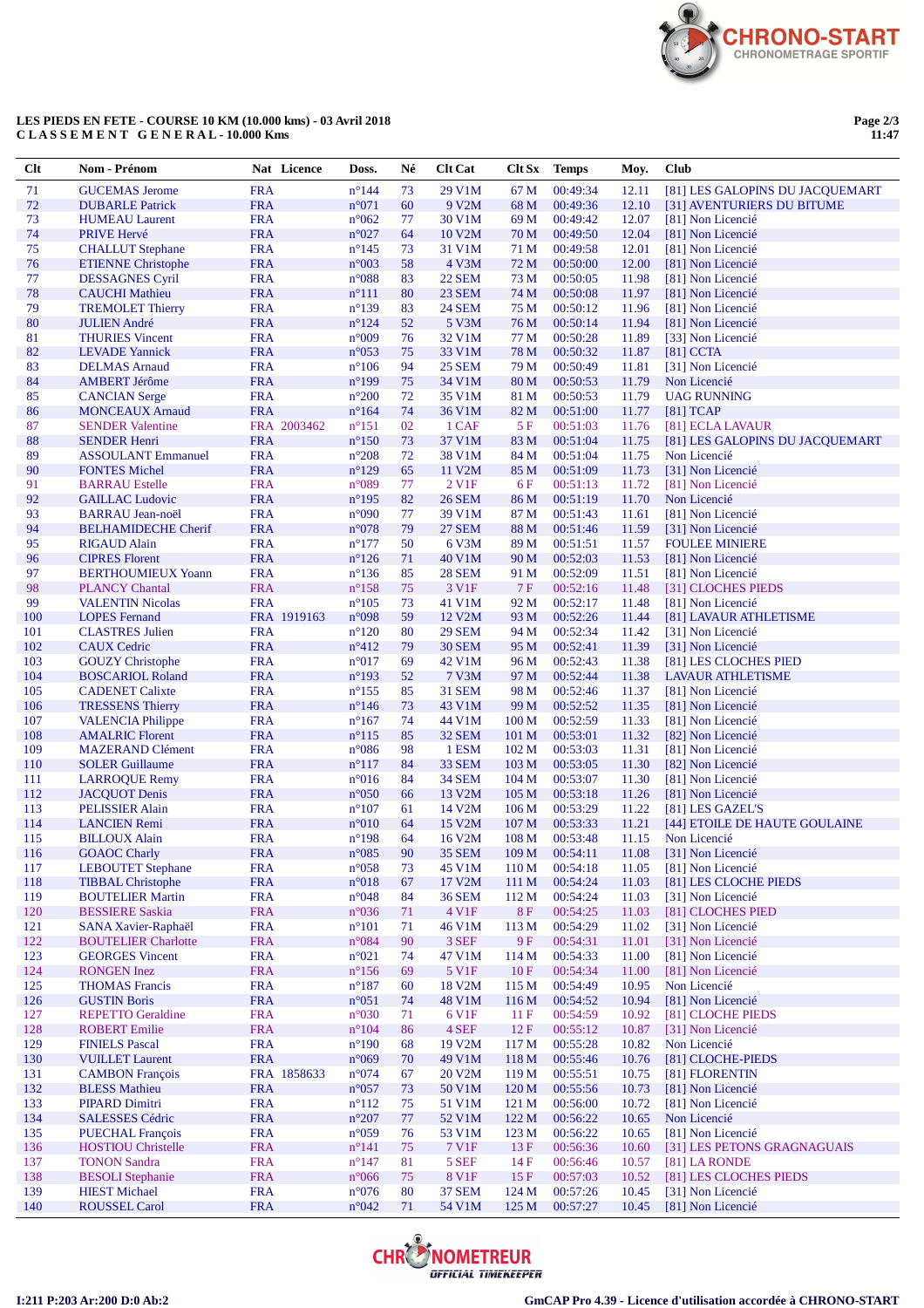LES PIEDS EN FETE - COURSE 10 KM (10.000 kms) - 03 Avril 2018
CLASSEMENT GENERAL - 10.000 Kms

| Clt | Nom - Prénom | Nat | Licence | Doss. | Né | Clt Cat | Clt Sx | Temps | Moy. | Club |
|---|---|---|---|---|---|---|---|---|---|---|
| 71 | GUCEMAS Jerome | FRA | | n°144 | 73 | 29 V1M | 67 M | 00:49:34 | 12.11 | [81] LES GALOPINS DU JACQUEMART |
| 72 | DUBARLE Patrick | FRA | | n°071 | 60 | 9 V2M | 68 M | 00:49:36 | 12.10 | [31] AVENTURIERS DU BITUME |
| 73 | HUMEAU Laurent | FRA | | n°062 | 77 | 30 V1M | 69 M | 00:49:42 | 12.07 | [81] Non Licencié |
| 74 | PRIVE Hervé | FRA | | n°027 | 64 | 10 V2M | 70 M | 00:49:50 | 12.04 | [81] Non Licencié |
| 75 | CHALLUT Stephane | FRA | | n°145 | 73 | 31 V1M | 71 M | 00:49:58 | 12.01 | [81] Non Licencié |
| 76 | ETIENNE Christophe | FRA | | n°003 | 58 | 4 V3M | 72 M | 00:50:00 | 12.00 | [81] Non Licencié |
| 77 | DESSAGNES Cyril | FRA | | n°088 | 83 | 22 SEM | 73 M | 00:50:05 | 11.98 | [81] Non Licencié |
| 78 | CAUCHI Mathieu | FRA | | n°111 | 80 | 23 SEM | 74 M | 00:50:08 | 11.97 | [81] Non Licencié |
| 79 | TREMOLET Thierry | FRA | | n°139 | 83 | 24 SEM | 75 M | 00:50:12 | 11.96 | [81] Non Licencié |
| 80 | JULIEN André | FRA | | n°124 | 52 | 5 V3M | 76 M | 00:50:14 | 11.94 | [81] Non Licencié |
| 81 | THURIES Vincent | FRA | | n°009 | 76 | 32 V1M | 77 M | 00:50:28 | 11.89 | [33] Non Licencié |
| 82 | LEVADE Yannick | FRA | | n°053 | 75 | 33 V1M | 78 M | 00:50:32 | 11.87 | [81] CCTA |
| 83 | DELMAS Arnaud | FRA | | n°106 | 94 | 25 SEM | 79 M | 00:50:49 | 11.81 | [31] Non Licencié |
| 84 | AMBERT Jérôme | FRA | | n°199 | 75 | 34 V1M | 80 M | 00:50:53 | 11.79 | Non Licencié |
| 85 | CANCIAN Serge | FRA | | n°200 | 72 | 35 V1M | 81 M | 00:50:53 | 11.79 | UAG RUNNING |
| 86 | MONCEAUX Arnaud | FRA | | n°164 | 74 | 36 V1M | 82 M | 00:51:00 | 11.77 | [81] TCAP |
| 87 | SENDER Valentine | FRA | 2003462 | n°151 | 02 | 1 CAF | 5 F | 00:51:03 | 11.76 | [81] ECLA LAVAUR |
| 88 | SENDER Henri | FRA | | n°150 | 73 | 37 V1M | 83 M | 00:51:04 | 11.75 | [81] LES GALOPINS DU JACQUEMART |
| 89 | ASSOULANT Emmanuel | FRA | | n°208 | 72 | 38 V1M | 84 M | 00:51:04 | 11.75 | Non Licencié |
| 90 | FONTES Michel | FRA | | n°129 | 65 | 11 V2M | 85 M | 00:51:09 | 11.73 | [31] Non Licencié |
| 91 | BARRAU Estelle | FRA | | n°089 | 77 | 2 V1F | 6 F | 00:51:13 | 11.72 | [81] Non Licencié |
| 92 | GAILLAC Ludovic | FRA | | n°195 | 82 | 26 SEM | 86 M | 00:51:19 | 11.70 | Non Licencié |
| 93 | BARRAU Jean-noël | FRA | | n°090 | 77 | 39 V1M | 87 M | 00:51:43 | 11.61 | [81] Non Licencié |
| 94 | BELHAMIDECHE Cherif | FRA | | n°078 | 79 | 27 SEM | 88 M | 00:51:46 | 11.59 | [31] Non Licencié |
| 95 | RIGAUD Alain | FRA | | n°177 | 50 | 6 V3M | 89 M | 00:51:51 | 11.57 | FOULEE MINIERE |
| 96 | CIPRES Florent | FRA | | n°126 | 71 | 40 V1M | 90 M | 00:52:03 | 11.53 | [81] Non Licencié |
| 97 | BERTHOUMIEUX Yoann | FRA | | n°136 | 85 | 28 SEM | 91 M | 00:52:09 | 11.51 | [81] Non Licencié |
| 98 | PLANCY Chantal | FRA | | n°158 | 75 | 3 V1F | 7 F | 00:52:16 | 11.48 | [31] CLOCHES PIEDS |
| 99 | VALENTIN Nicolas | FRA | | n°105 | 73 | 41 V1M | 92 M | 00:52:17 | 11.48 | [81] Non Licencié |
| 100 | LOPES Fernand | FRA | 1919163 | n°098 | 59 | 12 V2M | 93 M | 00:52:26 | 11.44 | [81] LAVAUR ATHLETISME |
| 101 | CLASTRES Julien | FRA | | n°120 | 80 | 29 SEM | 94 M | 00:52:34 | 11.42 | [31] Non Licencié |
| 102 | CAUX Cedric | FRA | | n°412 | 79 | 30 SEM | 95 M | 00:52:41 | 11.39 | [31] Non Licencié |
| 103 | GOUZY Christophe | FRA | | n°017 | 69 | 42 V1M | 96 M | 00:52:43 | 11.38 | [81] LES CLOCHES PIED |
| 104 | BOSCARIOL Roland | FRA | | n°193 | 52 | 7 V3M | 97 M | 00:52:44 | 11.38 | LAVAUR ATHLETISME |
| 105 | CADENET Calixte | FRA | | n°155 | 85 | 31 SEM | 98 M | 00:52:46 | 11.37 | [81] Non Licencié |
| 106 | TRESSENS Thierry | FRA | | n°146 | 73 | 43 V1M | 99 M | 00:52:52 | 11.35 | [81] Non Licencié |
| 107 | VALENCIA Philippe | FRA | | n°167 | 74 | 44 V1M | 100 M | 00:52:59 | 11.33 | [81] Non Licencié |
| 108 | AMALRIC Florent | FRA | | n°115 | 85 | 32 SEM | 101 M | 00:53:01 | 11.32 | [82] Non Licencié |
| 109 | MAZERAND Clément | FRA | | n°086 | 98 | 1 ESM | 102 M | 00:53:03 | 11.31 | [81] Non Licencié |
| 110 | SOLER Guillaume | FRA | | n°117 | 84 | 33 SEM | 103 M | 00:53:05 | 11.30 | [82] Non Licencié |
| 111 | LARROQUE Remy | FRA | | n°016 | 84 | 34 SEM | 104 M | 00:53:07 | 11.30 | [81] Non Licencié |
| 112 | JACQUOT Denis | FRA | | n°050 | 66 | 13 V2M | 105 M | 00:53:18 | 11.26 | [81] Non Licencié |
| 113 | PELISSIER Alain | FRA | | n°107 | 61 | 14 V2M | 106 M | 00:53:29 | 11.22 | [81] LES GAZEL'S |
| 114 | LANCIEN Remi | FRA | | n°010 | 64 | 15 V2M | 107 M | 00:53:33 | 11.21 | [44] ETOILE DE HAUTE GOULAINE |
| 115 | BILLOUX Alain | FRA | | n°198 | 64 | 16 V2M | 108 M | 00:53:48 | 11.15 | Non Licencié |
| 116 | GOAOC Charly | FRA | | n°085 | 90 | 35 SEM | 109 M | 00:54:11 | 11.08 | [31] Non Licencié |
| 117 | LEBOUTET Stephane | FRA | | n°058 | 73 | 45 V1M | 110 M | 00:54:18 | 11.05 | [81] Non Licencié |
| 118 | TIBBAL Christophe | FRA | | n°018 | 67 | 17 V2M | 111 M | 00:54:24 | 11.03 | [81] LES CLOCHE PIEDS |
| 119 | BOUTELIER Martin | FRA | | n°048 | 84 | 36 SEM | 112 M | 00:54:24 | 11.03 | [31] Non Licencié |
| 120 | BESSIERE Saskia | FRA | | n°036 | 71 | 4 V1F | 8 F | 00:54:25 | 11.03 | [81] CLOCHES PIED |
| 121 | SANA Xavier-Raphaël | FRA | | n°101 | 71 | 46 V1M | 113 M | 00:54:29 | 11.02 | [31] Non Licencié |
| 122 | BOUTELIER Charlotte | FRA | | n°084 | 90 | 3 SEF | 9 F | 00:54:31 | 11.01 | [31] Non Licencié |
| 123 | GEORGES Vincent | FRA | | n°021 | 74 | 47 V1M | 114 M | 00:54:33 | 11.00 | [81] Non Licencié |
| 124 | RONGEN Inez | FRA | | n°156 | 69 | 5 V1F | 10 F | 00:54:34 | 11.00 | [81] Non Licencié |
| 125 | THOMAS Francis | FRA | | n°187 | 60 | 18 V2M | 115 M | 00:54:49 | 10.95 | Non Licencié |
| 126 | GUSTIN Boris | FRA | | n°051 | 74 | 48 V1M | 116 M | 00:54:52 | 10.94 | [81] Non Licencié |
| 127 | REPETTO Geraldine | FRA | | n°030 | 71 | 6 V1F | 11 F | 00:54:59 | 10.92 | [81] CLOCHE PIEDS |
| 128 | ROBERT Emilie | FRA | | n°104 | 86 | 4 SEF | 12 F | 00:55:12 | 10.87 | [31] Non Licencié |
| 129 | FINIELS Pascal | FRA | | n°190 | 68 | 19 V2M | 117 M | 00:55:28 | 10.82 | Non Licencié |
| 130 | VUILLET Laurent | FRA | | n°069 | 70 | 49 V1M | 118 M | 00:55:46 | 10.76 | [81] CLOCHE-PIEDS |
| 131 | CAMBON François | FRA | 1858633 | n°074 | 67 | 20 V2M | 119 M | 00:55:51 | 10.75 | [81] FLORENTIN |
| 132 | BLESS Mathieu | FRA | | n°057 | 73 | 50 V1M | 120 M | 00:55:56 | 10.73 | [81] Non Licencié |
| 133 | PIPARD Dimitri | FRA | | n°112 | 75 | 51 V1M | 121 M | 00:56:00 | 10.72 | [81] Non Licencié |
| 134 | SALESSES Cédric | FRA | | n°207 | 77 | 52 V1M | 122 M | 00:56:22 | 10.65 | Non Licencié |
| 135 | PUECHAL François | FRA | | n°059 | 76 | 53 V1M | 123 M | 00:56:22 | 10.65 | [81] Non Licencié |
| 136 | HOSTIOU Christelle | FRA | | n°141 | 75 | 7 V1F | 13 F | 00:56:36 | 10.60 | [31] LES PETONS GRAGNAGUAIS |
| 137 | TONON Sandra | FRA | | n°147 | 81 | 5 SEF | 14 F | 00:56:46 | 10.57 | [81] LA RONDE |
| 138 | BESOLI Stephanie | FRA | | n°066 | 75 | 8 V1F | 15 F | 00:57:03 | 10.52 | [81] LES CLOCHES PIEDS |
| 139 | HIEST Michael | FRA | | n°076 | 80 | 37 SEM | 124 M | 00:57:26 | 10.45 | [31] Non Licencié |
| 140 | ROUSSEL Carol | FRA | | n°042 | 71 | 54 V1M | 125 M | 00:57:27 | 10.45 | [81] Non Licencié |

I:211 P:203 Ar:200 D:0 Ab:2

GmCAP Pro 4.39 - Licence d'utilisation accordée à CHRONO-START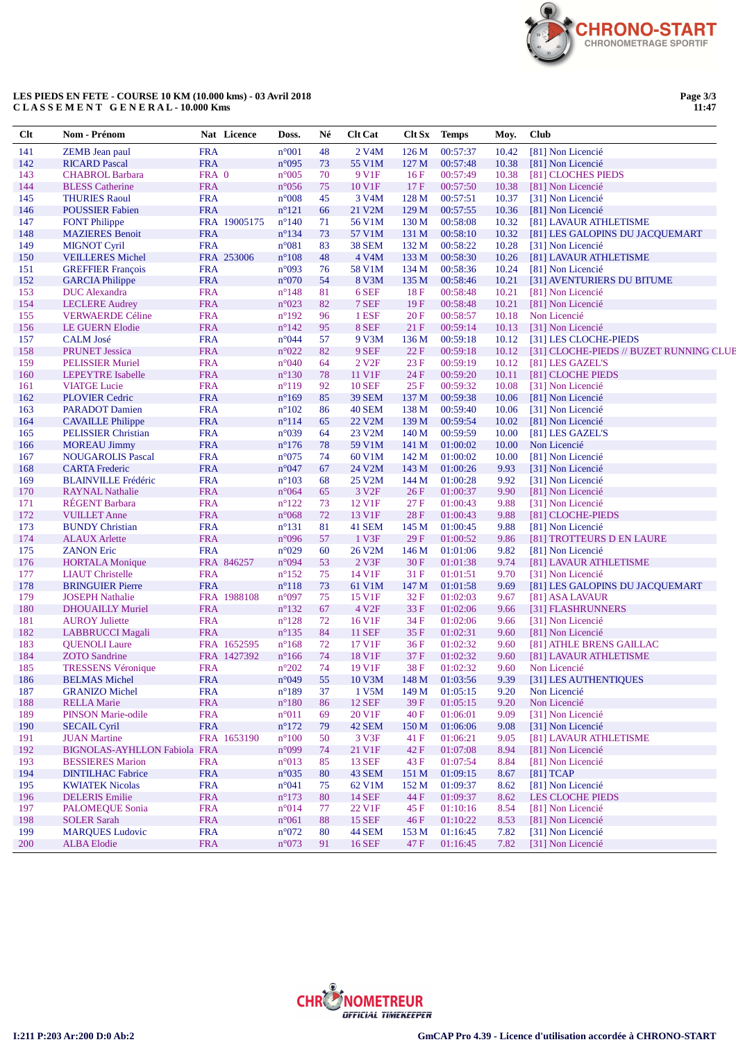LES PIEDS EN FETE - COURSE 10 KM (10.000 kms) - 03 Avril 2018
C L A S S E M E N T  G E N E R A L - 10.000 Kms

| Clt | Nom - Prénom | Nat | Licence | Doss. | Né | Clt Cat | Clt Sx | Temps | Moy. | Club |
|---|---|---|---|---|---|---|---|---|---|---|
| 141 | ZEMB Jean paul | FRA | | n°001 | 48 | 2 V4M | 126 M | 00:57:37 | 10.42 | [81] Non Licencié |
| 142 | RICARD Pascal | FRA | | n°095 | 73 | 55 V1M | 127 M | 00:57:48 | 10.38 | [81] Non Licencié |
| 143 | CHABROL Barbara | FRA | 0 | n°005 | 70 | 9 V1F | 16 F | 00:57:49 | 10.38 | [81] CLOCHES PIEDS |
| 144 | BLESS Catherine | FRA | | n°056 | 75 | 10 V1F | 17 F | 00:57:50 | 10.38 | [81] Non Licencié |
| 145 | THURIES Raoul | FRA | | n°008 | 45 | 3 V4M | 128 M | 00:57:51 | 10.37 | [31] Non Licencié |
| 146 | POUSSIER Fabien | FRA | | n°121 | 66 | 21 V2M | 129 M | 00:57:55 | 10.36 | [81] Non Licencié |
| 147 | FONT Philippe | FRA | 19005175 | n°140 | 71 | 56 V1M | 130 M | 00:58:08 | 10.32 | [81] LAVAUR ATHLETISME |
| 148 | MAZIERES Benoit | FRA | | n°134 | 73 | 57 V1M | 131 M | 00:58:10 | 10.32 | [81] LES GALOPINS DU JACQUEMART |
| 149 | MIGNOT Cyril | FRA | | n°081 | 83 | 38 SEM | 132 M | 00:58:22 | 10.28 | [31] Non Licencié |
| 150 | VEILLERES Michel | FRA | 253006 | n°108 | 48 | 4 V4M | 133 M | 00:58:30 | 10.26 | [81] LAVAUR ATHLETISME |
| 151 | GREFFIER François | FRA | | n°093 | 76 | 58 V1M | 134 M | 00:58:36 | 10.24 | [81] Non Licencié |
| 152 | GARCIA Philippe | FRA | | n°070 | 54 | 8 V3M | 135 M | 00:58:46 | 10.21 | [31] AVENTURIERS DU BITUME |
| 153 | DUC Alexandra | FRA | | n°148 | 81 | 6 SEF | 18 F | 00:58:48 | 10.21 | [81] Non Licencié |
| 154 | LECLERE Audrey | FRA | | n°023 | 82 | 7 SEF | 19 F | 00:58:48 | 10.21 | [81] Non Licencié |
| 155 | VERWAERDE Céline | FRA | | n°192 | 96 | 1 ESF | 20 F | 00:58:57 | 10.18 | Non Licencié |
| 156 | LE GUERN Elodie | FRA | | n°142 | 95 | 8 SEF | 21 F | 00:59:14 | 10.13 | [31] Non Licencié |
| 157 | CALM José | FRA | | n°044 | 57 | 9 V3M | 136 M | 00:59:18 | 10.12 | [31] LES CLOCHE-PIEDS |
| 158 | PRUNET Jessica | FRA | | n°022 | 82 | 9 SEF | 22 F | 00:59:18 | 10.12 | [31] CLOCHE-PIEDS // BUZET RUNNING CLUB |
| 159 | PELISSIER Muriel | FRA | | n°040 | 64 | 2 V2F | 23 F | 00:59:19 | 10.12 | [81] LES GAZEL'S |
| 160 | LEPEYTRE Isabelle | FRA | | n°130 | 78 | 11 V1F | 24 F | 00:59:20 | 10.11 | [81] CLOCHE PIEDS |
| 161 | VIATGE Lucie | FRA | | n°119 | 92 | 10 SEF | 25 F | 00:59:32 | 10.08 | [31] Non Licencié |
| 162 | PLOVIER Cedric | FRA | | n°169 | 85 | 39 SEM | 137 M | 00:59:38 | 10.06 | [81] Non Licencié |
| 163 | PARADOT Damien | FRA | | n°102 | 86 | 40 SEM | 138 M | 00:59:40 | 10.06 | [31] Non Licencié |
| 164 | CAVAILLE Philippe | FRA | | n°114 | 65 | 22 V2M | 139 M | 00:59:54 | 10.02 | [81] Non Licencié |
| 165 | PELISSIER Christian | FRA | | n°039 | 64 | 23 V2M | 140 M | 00:59:59 | 10.00 | [81] LES GAZEL'S |
| 166 | MOREAU Jimmy | FRA | | n°176 | 78 | 59 V1M | 141 M | 01:00:02 | 10.00 | Non Licencié |
| 167 | NOUGAROLIS Pascal | FRA | | n°075 | 74 | 60 V1M | 142 M | 01:00:02 | 10.00 | [81] Non Licencié |
| 168 | CARTA Frederic | FRA | | n°047 | 67 | 24 V2M | 143 M | 01:00:26 | 9.93 | [31] Non Licencié |
| 169 | BLAINVILLE Frédéric | FRA | | n°103 | 68 | 25 V2M | 144 M | 01:00:28 | 9.92 | [31] Non Licencié |
| 170 | MARTY Nathalie | FRA | | n°064 | 65 | 3 V2F | 26 F | 01:00:37 | 9.90 | [81] Non Licencié |
| 171 | RÉGENT Barbara | FRA | | n°122 | 73 | 12 V1F | 27 F | 01:00:43 | 9.88 | [31] Non Licencié |
| 172 | VUILLET Anne | FRA | | n°068 | 72 | 13 V1F | 28 F | 01:00:43 | 9.88 | [81] CLOCHE-PIEDS |
| 173 | BUNDY Christian | FRA | | n°131 | 81 | 41 SEM | 145 M | 01:00:45 | 9.88 | [81] Non Licencié |
| 174 | ALAUX Arlette | FRA | | n°096 | 57 | 1 V3F | 29 F | 01:00:52 | 9.86 | [81] TROTTEURS D EN LAURE |
| 175 | ZANON Eric | FRA | | n°029 | 60 | 26 V2M | 146 M | 01:01:06 | 9.82 | [81] Non Licencié |
| 176 | HORTALA Monique | FRA | 846257 | n°094 | 53 | 2 V3F | 30 F | 01:01:38 | 9.74 | [81] LAVAUR ATHLETISME |
| 177 | LIAUT Christelle | FRA | | n°152 | 75 | 14 V1F | 31 F | 01:01:51 | 9.70 | [31] Non Licencié |
| 178 | BRINGUIER Pierre | FRA | | n°118 | 73 | 61 V1M | 147 M | 01:01:58 | 9.69 | [81] LES GALOPINS DU JACQUEMART |
| 179 | JOSEPH Nathalie | FRA | 1988108 | n°097 | 75 | 15 V1F | 32 F | 01:02:03 | 9.67 | [81] ASA LAVAUR |
| 180 | DHOUAILLY Muriel | FRA | | n°132 | 67 | 4 V2F | 33 F | 01:02:06 | 9.66 | [31] FLASHRUNNERS |
| 181 | AUROY Juliette | FRA | | n°128 | 72 | 16 V1F | 34 F | 01:02:06 | 9.66 | [31] Non Licencié |
| 182 | LABBRUCCI Magali | FRA | | n°135 | 84 | 11 SEF | 35 F | 01:02:31 | 9.60 | [81] Non Licencié |
| 183 | QUENOLI Laure | FRA | 1652595 | n°168 | 72 | 17 V1F | 36 F | 01:02:32 | 9.60 | [81] ATHLE BRENS GAILLAC |
| 184 | ZOTO Sandrine | FRA | 1427392 | n°166 | 74 | 18 V1F | 37 F | 01:02:32 | 9.60 | [81] LAVAUR ATHLETISME |
| 185 | TRESSENS Véronique | FRA | | n°202 | 74 | 19 V1F | 38 F | 01:02:32 | 9.60 | Non Licencié |
| 186 | BELMAS Michel | FRA | | n°049 | 55 | 10 V3M | 148 M | 01:03:56 | 9.39 | [31] LES AUTHENTIQUES |
| 187 | GRANIZO Michel | FRA | | n°189 | 37 | 1 V5M | 149 M | 01:05:15 | 9.20 | Non Licencié |
| 188 | RELLA Marie | FRA | | n°180 | 86 | 12 SEF | 39 F | 01:05:15 | 9.20 | Non Licencié |
| 189 | PINSON Marie-odile | FRA | | n°011 | 69 | 20 V1F | 40 F | 01:06:01 | 9.09 | [31] Non Licencié |
| 190 | SECAIL Cyril | FRA | | n°172 | 79 | 42 SEM | 150 M | 01:06:06 | 9.08 | [31] Non Licencié |
| 191 | JUAN Martine | FRA | 1653190 | n°100 | 50 | 3 V3F | 41 F | 01:06:21 | 9.05 | [81] LAVAUR ATHLETISME |
| 192 | BIGNOLAS-AYHLLON Fabiola | FRA | | n°099 | 74 | 21 V1F | 42 F | 01:07:08 | 8.94 | [81] Non Licencié |
| 193 | BESSIERES Marion | FRA | | n°013 | 85 | 13 SEF | 43 F | 01:07:54 | 8.84 | [81] Non Licencié |
| 194 | DINTILHAC Fabrice | FRA | | n°035 | 80 | 43 SEM | 151 M | 01:09:15 | 8.67 | [81] TCAP |
| 195 | KWIATEK Nicolas | FRA | | n°041 | 75 | 62 V1M | 152 M | 01:09:37 | 8.62 | [81] Non Licencié |
| 196 | DELERIS Emilie | FRA | | n°173 | 80 | 14 SEF | 44 F | 01:09:37 | 8.62 | LES CLOCHE PIEDS |
| 197 | PALOMEQUE Sonia | FRA | | n°014 | 77 | 22 V1F | 45 F | 01:10:16 | 8.54 | [81] Non Licencié |
| 198 | SOLER Sarah | FRA | | n°061 | 88 | 15 SEF | 46 F | 01:10:22 | 8.53 | [81] Non Licencié |
| 199 | MARQUES Ludovic | FRA | | n°072 | 80 | 44 SEM | 153 M | 01:16:45 | 7.82 | [31] Non Licencié |
| 200 | ALBA Elodie | FRA | | n°073 | 91 | 16 SEF | 47 F | 01:16:45 | 7.82 | [31] Non Licencié |

I:211 P:203 Ar:200 D:0 Ab:2

GmCAP Pro 4.39 - Licence d'utilisation accordée à CHRONO-START